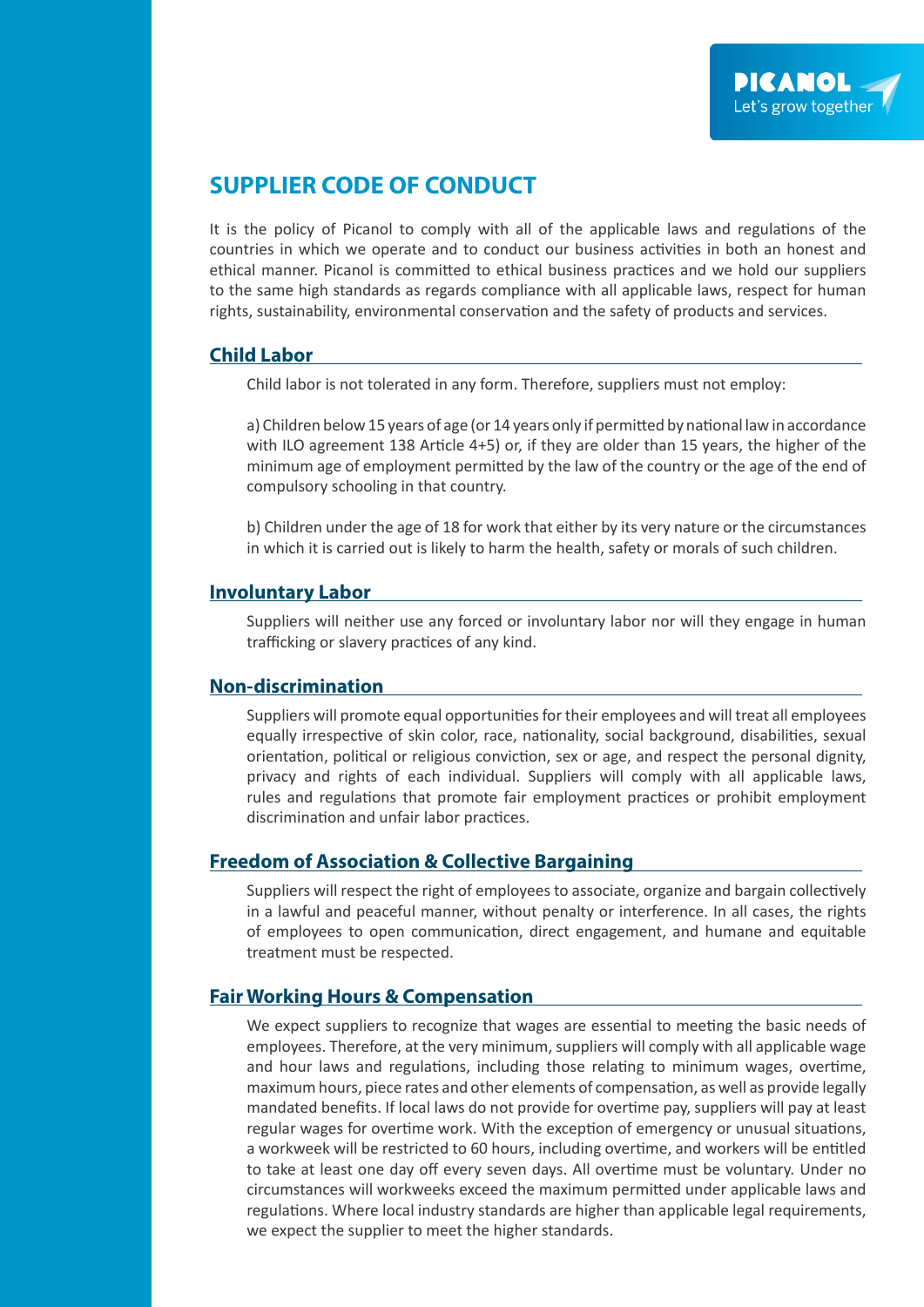# SUPPLIER CODE OF CONDUCT

It is the policy of Picanol to comply with all of the applicable laws and regulations of the countries in which we operate and to conduct our business activities in both an honest and ethical manner. Picanol is committed to ethical business practices and we hold our suppliers to the same high standards as regards compliance with all applicable laws, respect for human rights, sustainability, environmental conservation and the safety of products and services.

## Child Labor

Child labor is not tolerated in any form. Therefore, suppliers must not employ:

a) Children below 15 years of age (or 14 years only if permitted by national law in accordance with ILO agreement 138 Article 4+5) or, if they are older than 15 years, the higher of the minimum age of employment permitted by the law of the country or the age of the end of compulsory schooling in that country.

b) Children under the age of 18 for work that either by its very nature or the circumstances in which it is carried out is likely to harm the health, safety or morals of such children.

## Involuntary Labor

Suppliers will neither use any forced or involuntary labor nor will they engage in human trafficking or slavery practices of any kind.

## Non-discrimination

Suppliers will promote equal opportunities for their employees and will treat all employees equally irrespective of skin color, race, nationality, social background, disabilities, sexual orientation, political or religious conviction, sex or age, and respect the personal dignity, privacy and rights of each individual. Suppliers will comply with all applicable laws, rules and regulations that promote fair employment practices or prohibit employment discrimination and unfair labor practices.

## Freedom of Association & Collective Bargaining

Suppliers will respect the right of employees to associate, organize and bargain collectively in a lawful and peaceful manner, without penalty or interference. In all cases, the rights of employees to open communication, direct engagement, and humane and equitable treatment must be respected.

## Fair Working Hours & Compensation

We expect suppliers to recognize that wages are essential to meeting the basic needs of employees. Therefore, at the very minimum, suppliers will comply with all applicable wage and hour laws and regulations, including those relating to minimum wages, overtime, maximum hours, piece rates and other elements of compensation, as well as provide legally mandated benefits. If local laws do not provide for overtime pay, suppliers will pay at least regular wages for overtime work. With the exception of emergency or unusual situations, a workweek will be restricted to 60 hours, including overtime, and workers will be entitled to take at least one day off every seven days. All overtime must be voluntary. Under no circumstances will workweeks exceed the maximum permitted under applicable laws and regulations. Where local industry standards are higher than applicable legal requirements, we expect the supplier to meet the higher standards.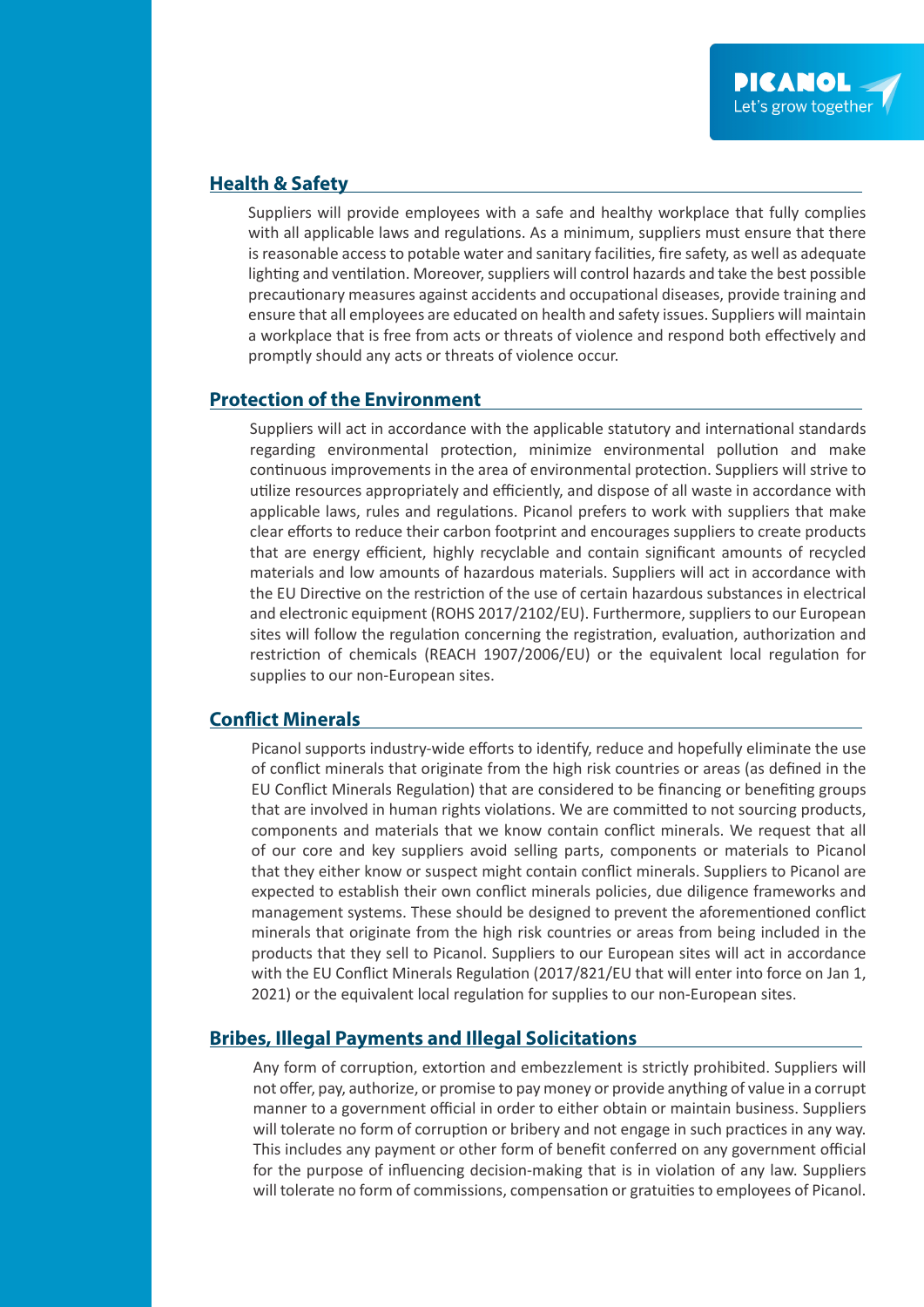## Health & Safety

Suppliers will provide employees with a safe and healthy workplace that fully complies with all applicable laws and regulations. As a minimum, suppliers must ensure that there is reasonable access to potable water and sanitary facilities, fire safety, as well as adequate lighting and ventilation. Moreover, suppliers will control hazards and take the best possible precautionary measures against accidents and occupational diseases, provide training and ensure that all employees are educated on health and safety issues. Suppliers will maintain a workplace that is free from acts or threats of violence and respond both effectively and promptly should any acts or threats of violence occur.

## Protection of the Environment

Suppliers will act in accordance with the applicable statutory and international standards regarding environmental protection, minimize environmental pollution and make continuous improvements in the area of environmental protection. Suppliers will strive to utilize resources appropriately and efficiently, and dispose of all waste in accordance with applicable laws, rules and regulations. Picanol prefers to work with suppliers that make clear efforts to reduce their carbon footprint and encourages suppliers to create products that are energy efficient, highly recyclable and contain significant amounts of recycled materials and low amounts of hazardous materials. Suppliers will act in accordance with the EU Directive on the restriction of the use of certain hazardous substances in electrical and electronic equipment (ROHS 2017/2102/EU). Furthermore, suppliers to our European sites will follow the regulation concerning the registration, evaluation, authorization and restriction of chemicals (REACH 1907/2006/EU) or the equivalent local regulation for supplies to our non-European sites.

## Conflict Minerals

Picanol supports industry-wide efforts to identify, reduce and hopefully eliminate the use of conflict minerals that originate from the high risk countries or areas (as defined in the EU Conflict Minerals Regulation) that are considered to be financing or benefiting groups that are involved in human rights violations. We are committed to not sourcing products, components and materials that we know contain conflict minerals. We request that all of our core and key suppliers avoid selling parts, components or materials to Picanol that they either know or suspect might contain conflict minerals. Suppliers to Picanol are expected to establish their own conflict minerals policies, due diligence frameworks and management systems. These should be designed to prevent the aforementioned conflict minerals that originate from the high risk countries or areas from being included in the products that they sell to Picanol. Suppliers to our European sites will act in accordance with the EU Conflict Minerals Regulation (2017/821/EU that will enter into force on Jan 1, 2021) or the equivalent local regulation for supplies to our non-European sites.

## Bribes, Illegal Payments and Illegal Solicitations

Any form of corruption, extortion and embezzlement is strictly prohibited. Suppliers will not offer, pay, authorize, or promise to pay money or provide anything of value in a corrupt manner to a government official in order to either obtain or maintain business. Suppliers will tolerate no form of corruption or bribery and not engage in such practices in any way. This includes any payment or other form of benefit conferred on any government official for the purpose of influencing decision-making that is in violation of any law. Suppliers will tolerate no form of commissions, compensation or gratuities to employees of Picanol.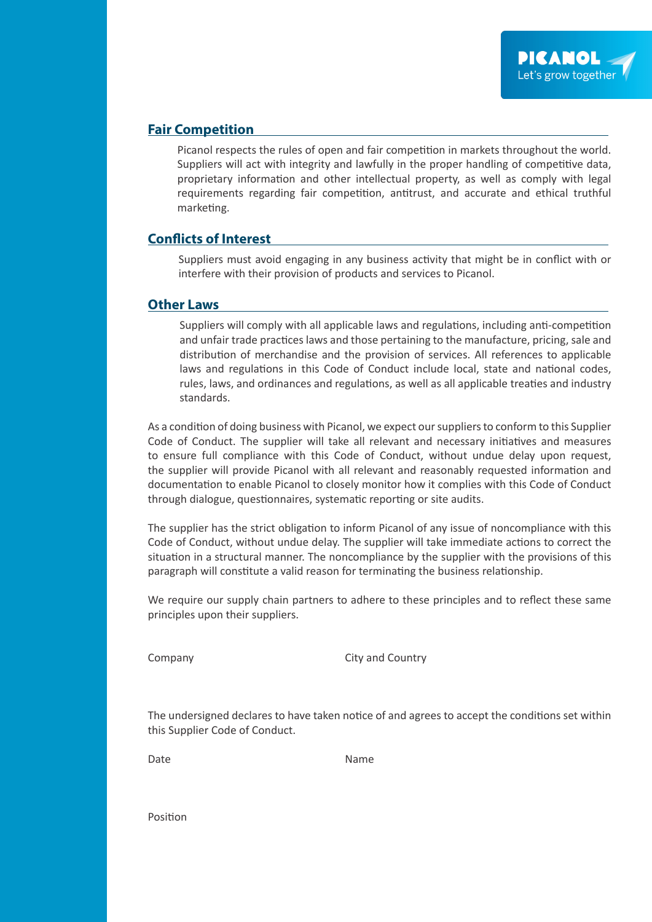## Fair Competition

Picanol respects the rules of open and fair competition in markets throughout the world. Suppliers will act with integrity and lawfully in the proper handling of competitive data, proprietary information and other intellectual property, as well as comply with legal requirements regarding fair competition, antitrust, and accurate and ethical truthful marketing.

## Conflicts of Interest

Suppliers must avoid engaging in any business activity that might be in conflict with or interfere with their provision of products and services to Picanol.

## Other Laws

Suppliers will comply with all applicable laws and regulations, including anti-competition and unfair trade practices laws and those pertaining to the manufacture, pricing, sale and distribution of merchandise and the provision of services. All references to applicable laws and regulations in this Code of Conduct include local, state and national codes, rules, laws, and ordinances and regulations, as well as all applicable treaties and industry standards.

As a condition of doing business with Picanol, we expect our suppliers to conform to this Supplier Code of Conduct. The supplier will take all relevant and necessary initiatives and measures to ensure full compliance with this Code of Conduct, without undue delay upon request, the supplier will provide Picanol with all relevant and reasonably requested information and documentation to enable Picanol to closely monitor how it complies with this Code of Conduct through dialogue, questionnaires, systematic reporting or site audits.

The supplier has the strict obligation to inform Picanol of any issue of noncompliance with this Code of Conduct, without undue delay. The supplier will take immediate actions to correct the situation in a structural manner. The noncompliance by the supplier with the provisions of this paragraph will constitute a valid reason for terminating the business relationship.

We require our supply chain partners to adhere to these principles and to reflect these same principles upon their suppliers.

Company

City and Country

The undersigned declares to have taken notice of and agrees to accept the conditions set within this Supplier Code of Conduct.

Date

Name

Position